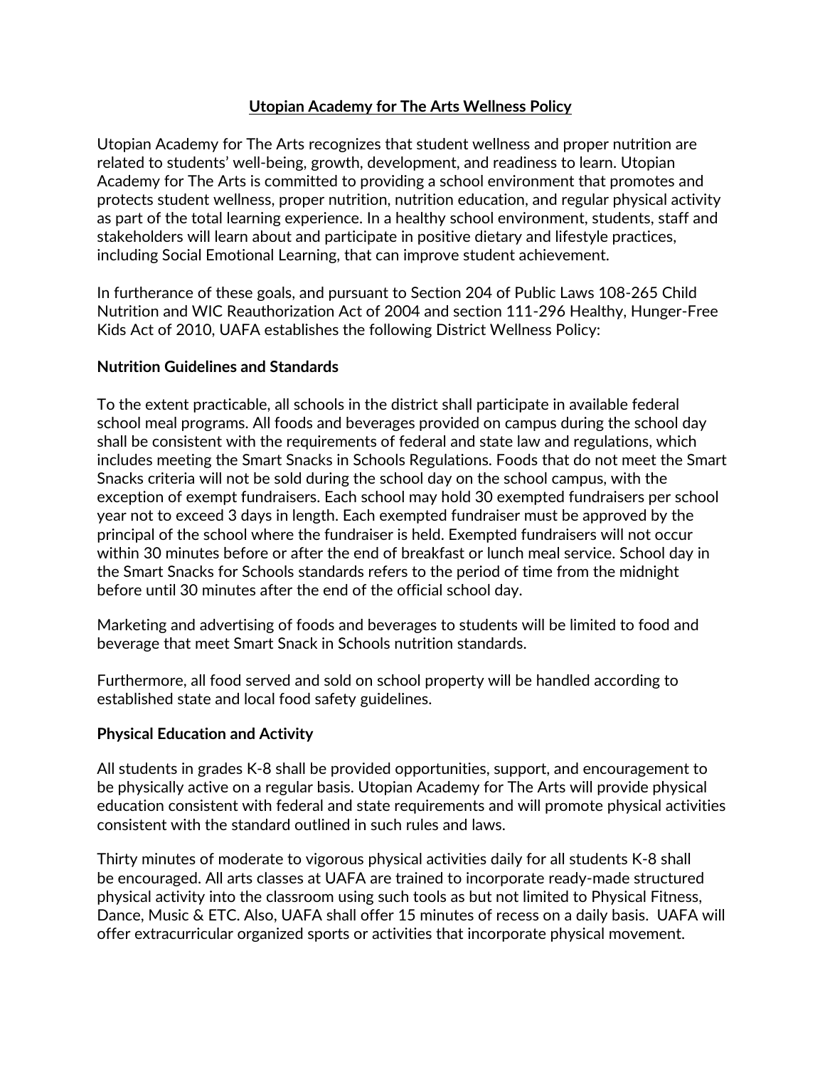# Utopian Academy for The Arts Wellness Policy

Utopian Academy for The Arts recognizes that student wellness and proper nutrition are related to students' well-being, growth, development, and readiness to learn. Utopian Academy for The Arts is committed to providing a school environment that promotes and protects student wellness, proper nutrition, nutrition education, and regular physical activity as part of the total learning experience. In a healthy school environment, students, staff and stakeholders will learn about and participate in positive dietary and lifestyle practices, including Social Emotional Learning, that can improve student achievement.

In furtherance of these goals, and pursuant to Section 204 of Public Laws 108-265 Child Nutrition and WIC Reauthorization Act of 2004 and section 111-296 Healthy, Hunger-Free Kids Act of 2010, UAFA establishes the following District Wellness Policy:

## Nutrition Guidelines and Standards

To the extent practicable, all schools in the district shall participate in available federal school meal programs. All foods and beverages provided on campus during the school day shall be consistent with the requirements of federal and state law and regulations, which includes meeting the Smart Snacks in Schools Regulations. Foods that do not meet the Smart Snacks criteria will not be sold during the school day on the school campus, with the exception of exempt fundraisers. Each school may hold 30 exempted fundraisers per school year not to exceed 3 days in length. Each exempted fundraiser must be approved by the principal of the school where the fundraiser is held. Exempted fundraisers will not occur within 30 minutes before or after the end of breakfast or lunch meal service. School day in the Smart Snacks for Schools standards refers to the period of time from the midnight before until 30 minutes after the end of the official school day.

Marketing and advertising of foods and beverages to students will be limited to food and beverage that meet Smart Snack in Schools nutrition standards.

Furthermore, all food served and sold on school property will be handled according to established state and local food safety guidelines.

## Physical Education and Activity

All students in grades K-8 shall be provided opportunities, support, and encouragement to be physically active on a regular basis. Utopian Academy for The Arts will provide physical education consistent with federal and state requirements and will promote physical activities consistent with the standard outlined in such rules and laws.

Thirty minutes of moderate to vigorous physical activities daily for all students K-8 shall be encouraged. All arts classes at UAFA are trained to incorporate ready-made structured physical activity into the classroom using such tools as but not limited to Physical Fitness, Dance, Music & ETC. Also, UAFA shall offer 15 minutes of recess on a daily basis. UAFA will offer extracurricular organized sports or activities that incorporate physical movement.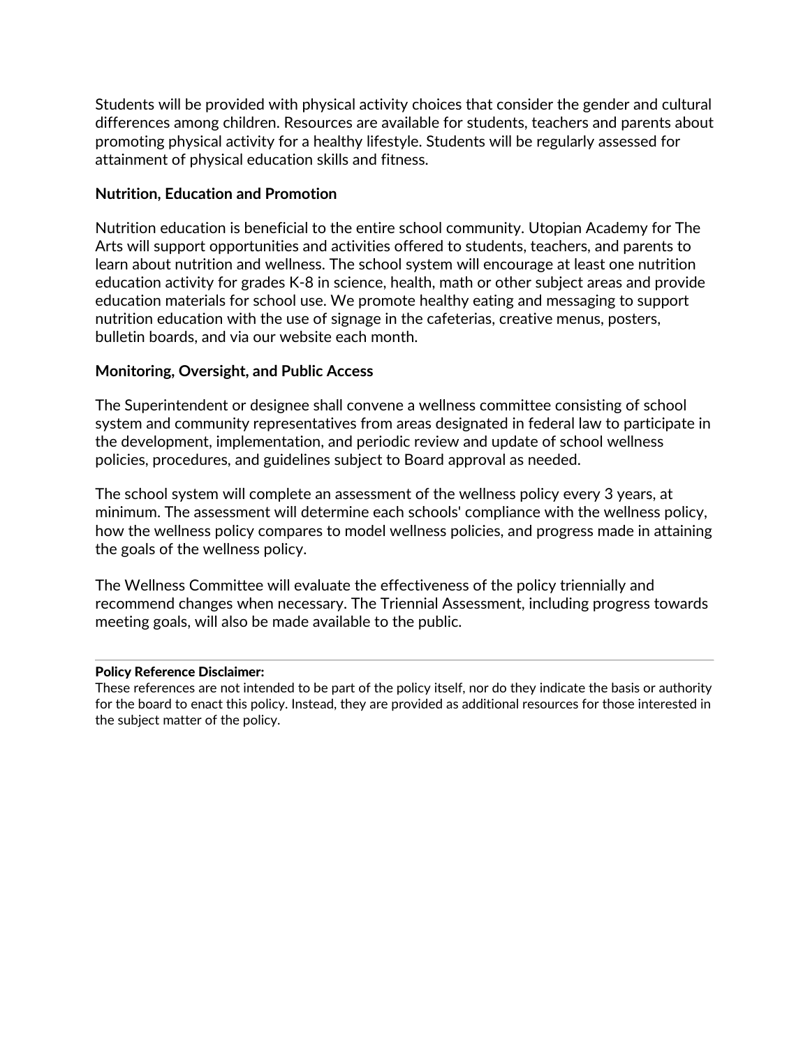Students will be provided with physical activity choices that consider the gender and cultural differences among children. Resources are available for students, teachers and parents about promoting physical activity for a healthy lifestyle. Students will be regularly assessed for attainment of physical education skills and fitness.

**Nutrition, Education and Promotion**

Nutrition education is beneficial to the entire school community. Utopian Academy for The Arts will support opportunities and activities offered to students, teachers, and parents to learn about nutrition and wellness. The school system will encourage at least one nutrition education activity for grades K-8 in science, health, math or other subject areas and provide education materials for school use. We promote healthy eating and messaging to support nutrition education with the use of signage in the cafeterias, creative menus, posters, bulletin boards, and via our website each month.

**Monitoring, Oversight, and Public Access**

The Superintendent or designee shall convene a wellness committee consisting of school system and community representatives from areas designated in federal law to participate in the development, implementation, and periodic review and update of school wellness policies, procedures, and guidelines subject to Board approval as needed.

The school system will complete an assessment of the wellness policy every 3 years, at minimum. The assessment will determine each schools' compliance with the wellness policy, how the wellness policy compares to model wellness policies, and progress made in attaining the goals of the wellness policy.

The Wellness Committee will evaluate the effectiveness of the policy triennially and recommend changes when necessary. The Triennial Assessment, including progress towards meeting goals, will also be made available to the public.

---

**Policy Reference Disclaimer:**
These references are not intended to be part of the policy itself, nor do they indicate the basis or authority for the board to enact this policy. Instead, they are provided as additional resources for those interested in the subject matter of the policy.